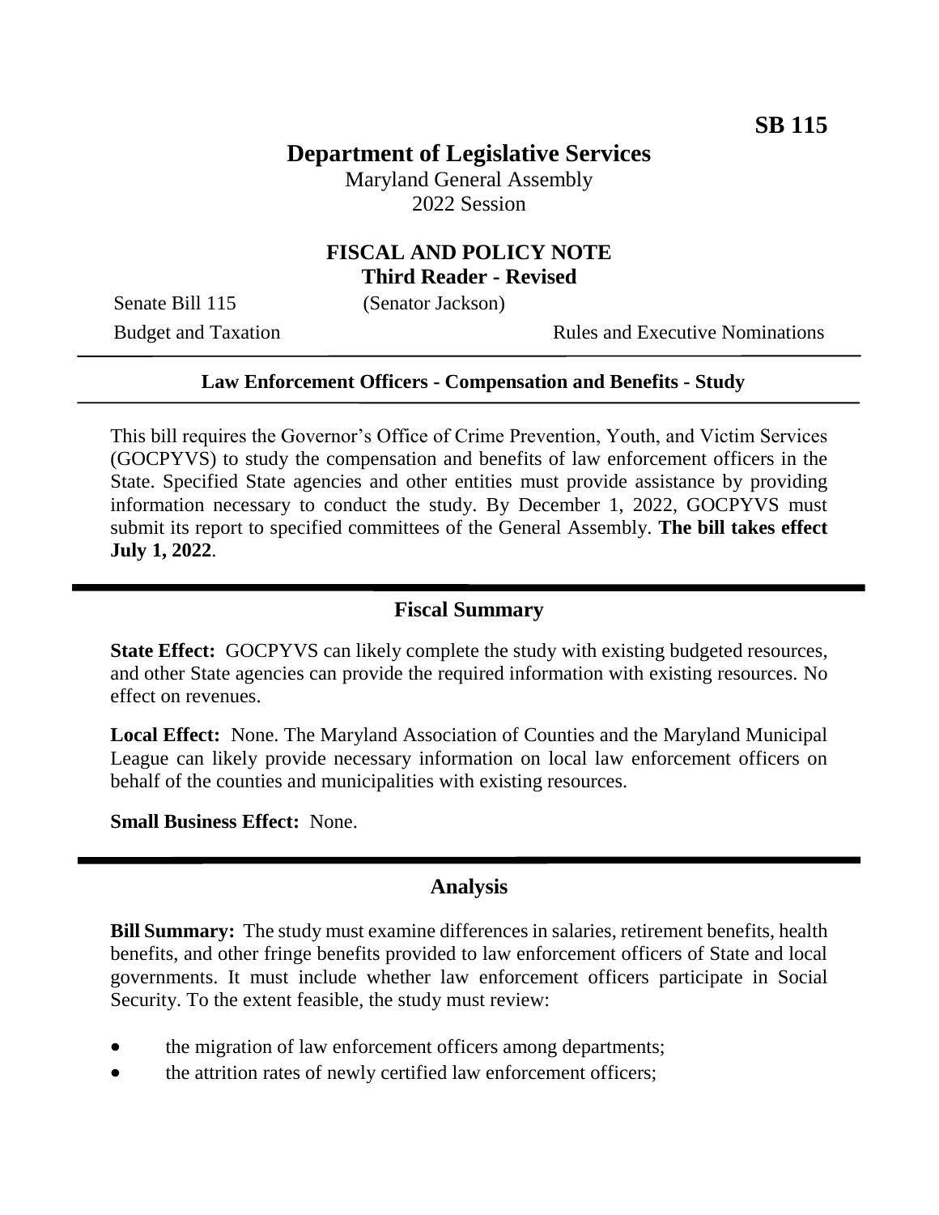**SB 115**

# Department of Legislative Services

Maryland General Assembly
2022 Session

## FISCAL AND POLICY NOTE
**Third Reader - Revised**

Senate Bill 115 (Senator Jackson)

Budget and Taxation Rules and Executive Nominations

**Law Enforcement Officers - Compensation and Benefits - Study**

This bill requires the Governor's Office of Crime Prevention, Youth, and Victim Services (GOCPYVS) to study the compensation and benefits of law enforcement officers in the State. Specified State agencies and other entities must provide assistance by providing information necessary to conduct the study. By December 1, 2022, GOCPYVS must submit its report to specified committees of the General Assembly. **The bill takes effect July 1, 2022**.

## Fiscal Summary

**State Effect:** GOCPYVS can likely complete the study with existing budgeted resources, and other State agencies can provide the required information with existing resources. No effect on revenues.

**Local Effect:** None. The Maryland Association of Counties and the Maryland Municipal League can likely provide necessary information on local law enforcement officers on behalf of the counties and municipalities with existing resources.

**Small Business Effect:** None.

## Analysis

**Bill Summary:** The study must examine differences in salaries, retirement benefits, health benefits, and other fringe benefits provided to law enforcement officers of State and local governments. It must include whether law enforcement officers participate in Social Security. To the extent feasible, the study must review:

- the migration of law enforcement officers among departments;
- the attrition rates of newly certified law enforcement officers;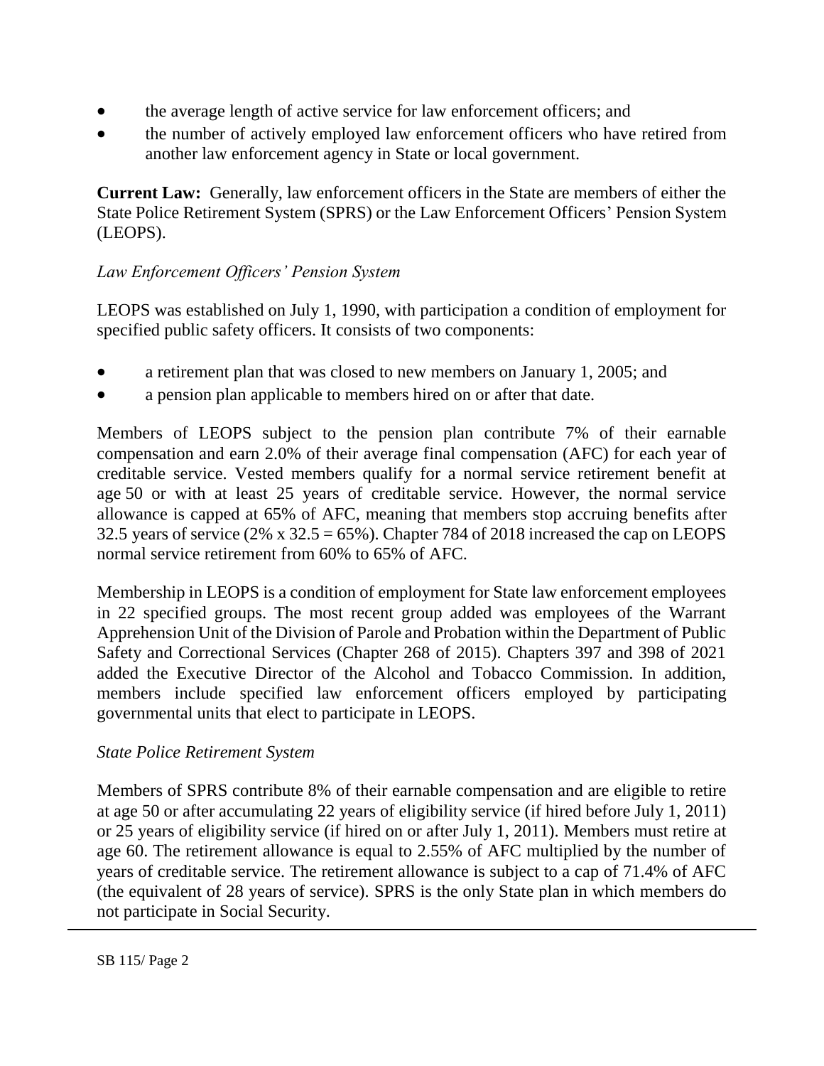- the average length of active service for law enforcement officers; and
- the number of actively employed law enforcement officers who have retired from another law enforcement agency in State or local government.

**Current Law:** Generally, law enforcement officers in the State are members of either the State Police Retirement System (SPRS) or the Law Enforcement Officers' Pension System (LEOPS).

*Law Enforcement Officers' Pension System*

LEOPS was established on July 1, 1990, with participation a condition of employment for specified public safety officers. It consists of two components:

- a retirement plan that was closed to new members on January 1, 2005; and
- a pension plan applicable to members hired on or after that date.

Members of LEOPS subject to the pension plan contribute 7% of their earnable compensation and earn 2.0% of their average final compensation (AFC) for each year of creditable service. Vested members qualify for a normal service retirement benefit at age 50 or with at least 25 years of creditable service. However, the normal service allowance is capped at 65% of AFC, meaning that members stop accruing benefits after 32.5 years of service (2% x 32.5 = 65%). Chapter 784 of 2018 increased the cap on LEOPS normal service retirement from 60% to 65% of AFC.

Membership in LEOPS is a condition of employment for State law enforcement employees in 22 specified groups. The most recent group added was employees of the Warrant Apprehension Unit of the Division of Parole and Probation within the Department of Public Safety and Correctional Services (Chapter 268 of 2015). Chapters 397 and 398 of 2021 added the Executive Director of the Alcohol and Tobacco Commission. In addition, members include specified law enforcement officers employed by participating governmental units that elect to participate in LEOPS.

*State Police Retirement System*

Members of SPRS contribute 8% of their earnable compensation and are eligible to retire at age 50 or after accumulating 22 years of eligibility service (if hired before July 1, 2011) or 25 years of eligibility service (if hired on or after July 1, 2011). Members must retire at age 60. The retirement allowance is equal to 2.55% of AFC multiplied by the number of years of creditable service. The retirement allowance is subject to a cap of 71.4% of AFC (the equivalent of 28 years of service). SPRS is the only State plan in which members do not participate in Social Security.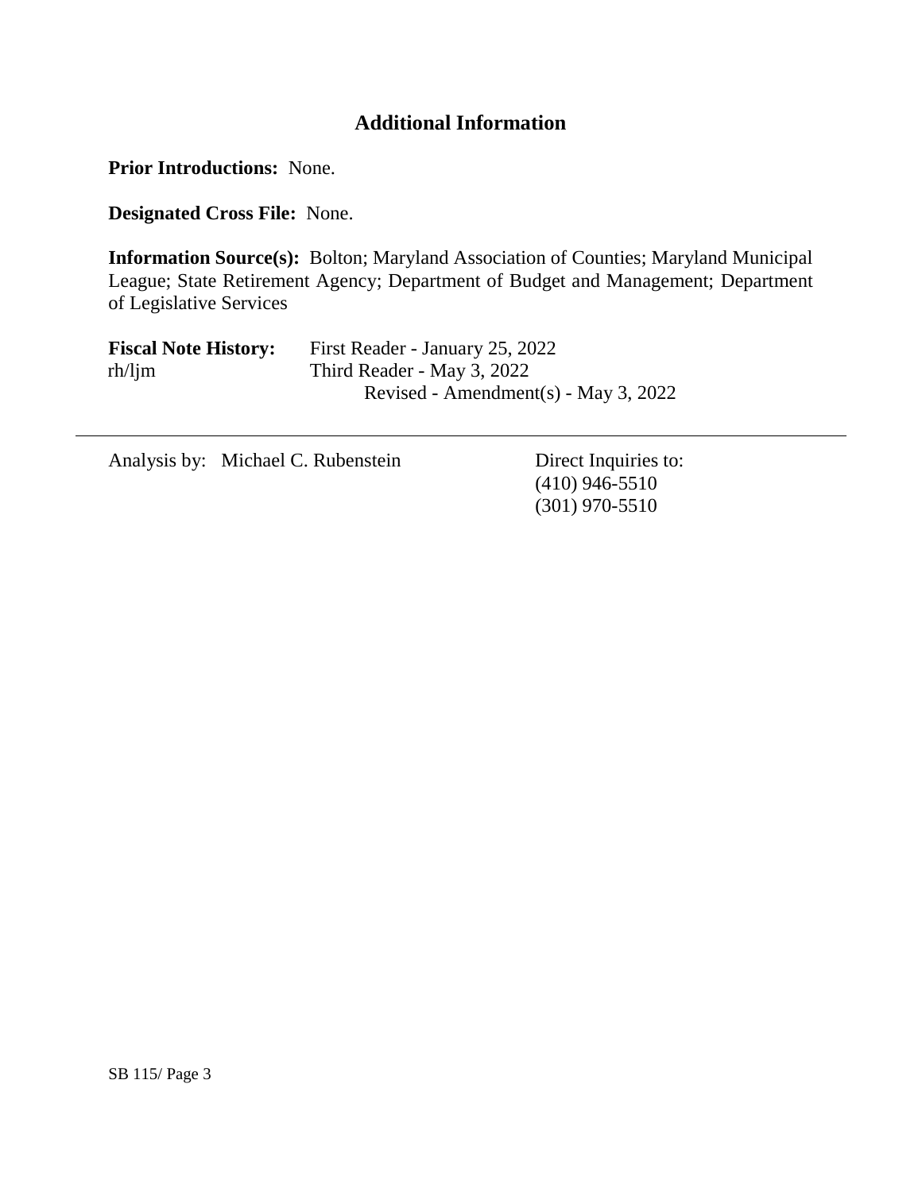## Additional Information

**Prior Introductions:** None.

**Designated Cross File:** None.

**Information Source(s):** Bolton; Maryland Association of Counties; Maryland Municipal League; State Retirement Agency; Department of Budget and Management; Department of Legislative Services

**Fiscal Note History:** First Reader - January 25, 2022
rh/ljm Third Reader - May 3, 2022
Revised - Amendment(s) - May 3, 2022

---

Analysis by: Michael C. Rubenstein

Direct Inquiries to:
(410) 946-5510
(301) 970-5510